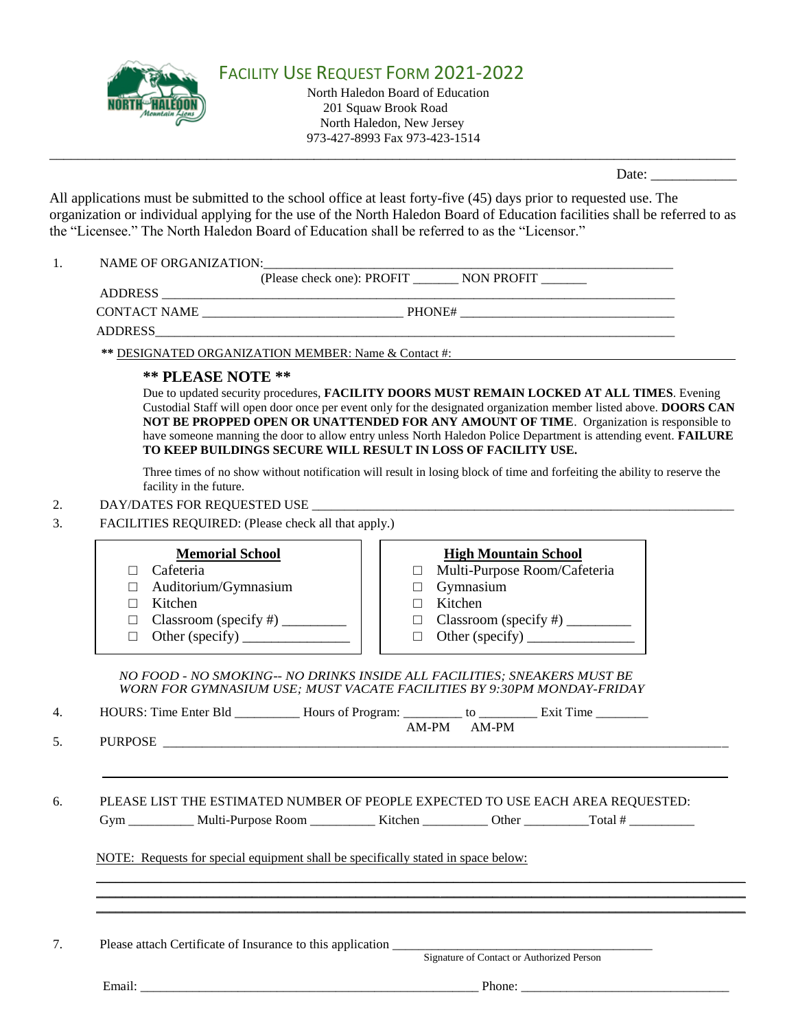# FACILITY USE REQUEST FORM 2021-2022

North Haledon Board of Education
201 Squaw Brook Road
North Haledon, New Jersey
973-427-8993 Fax 973-423-1514

Date: ____________

All applications must be submitted to the school office at least forty-five (45) days prior to requested use. The organization or individual applying for the use of the North Haledon Board of Education facilities shall be referred to as the "Licensee." The North Haledon Board of Education shall be referred to as the "Licensor."

1. NAME OF ORGANIZATION: ______________________________________________

   (Please check one): PROFIT _______ NON PROFIT _______

   ADDRESS ______________________________________________

   CONTACT NAME ____________________________ PHONE# ______________________________

   ADDRESS ______________________________________________

   ** DESIGNATED ORGANIZATION MEMBER: Name & Contact #: ______________________________

   **** PLEASE NOTE ****

   Due to updated security procedures, **FACILITY DOORS MUST REMAIN LOCKED AT ALL TIMES**. Evening Custodial Staff will open door once per event only for the designated organization member listed above. **DOORS CAN NOT BE PROPPED OPEN OR UNATTENDED FOR ANY AMOUNT OF TIME**. Organization is responsible to have someone manning the door to allow entry unless North Haledon Police Department is attending event. **FAILURE TO KEEP BUILDINGS SECURE WILL RESULT IN LOSS OF FACILITY USE.**

   Three times of no show without notification will result in losing block of time and forfeiting the ability to reserve the facility in the future.

2. DAY/DATES FOR REQUESTED USE ______________________________________________

3. FACILITIES REQUIRED: (Please check all that apply.)

| Memorial School | High Mountain School |
|---|---|
| ☐ Cafeteria | ☐ Multi-Purpose Room/Cafeteria |
| ☐ Auditorium/Gymnasium | ☐ Gymnasium |
| ☐ Kitchen | ☐ Kitchen |
| ☐ Classroom (specify #) _________ | ☐ Classroom (specify #) _________ |
| ☐ Other (specify) _______________ | ☐ Other (specify) _______________ |

*NO FOOD - NO SMOKING-- NO DRINKS INSIDE ALL FACILITIES; SNEAKERS MUST BE WORN FOR GYMNASIUM USE; MUST VACATE FACILITIES BY 9:30PM MONDAY-FRIDAY*

4. HOURS: Time Enter Bld __________ Hours of Program: _________ to _________ Exit Time ________

   AM-PM AM-PM

5. PURPOSE ______________________________________________

   ______________________________________________

6. PLEASE LIST THE ESTIMATED NUMBER OF PEOPLE EXPECTED TO USE EACH AREA REQUESTED:

   Gym __________ Multi-Purpose Room __________ Kitchen __________ Other __________ Total # __________

   NOTE: Requests for special equipment shall be specifically stated in space below:

   ______________________________________________

   ______________________________________________

   ______________________________________________

7. Please attach Certificate of Insurance to this application ________________________________________

   Signature of Contact or Authorized Person

   Email: ______________________________________________ Phone: ________________________________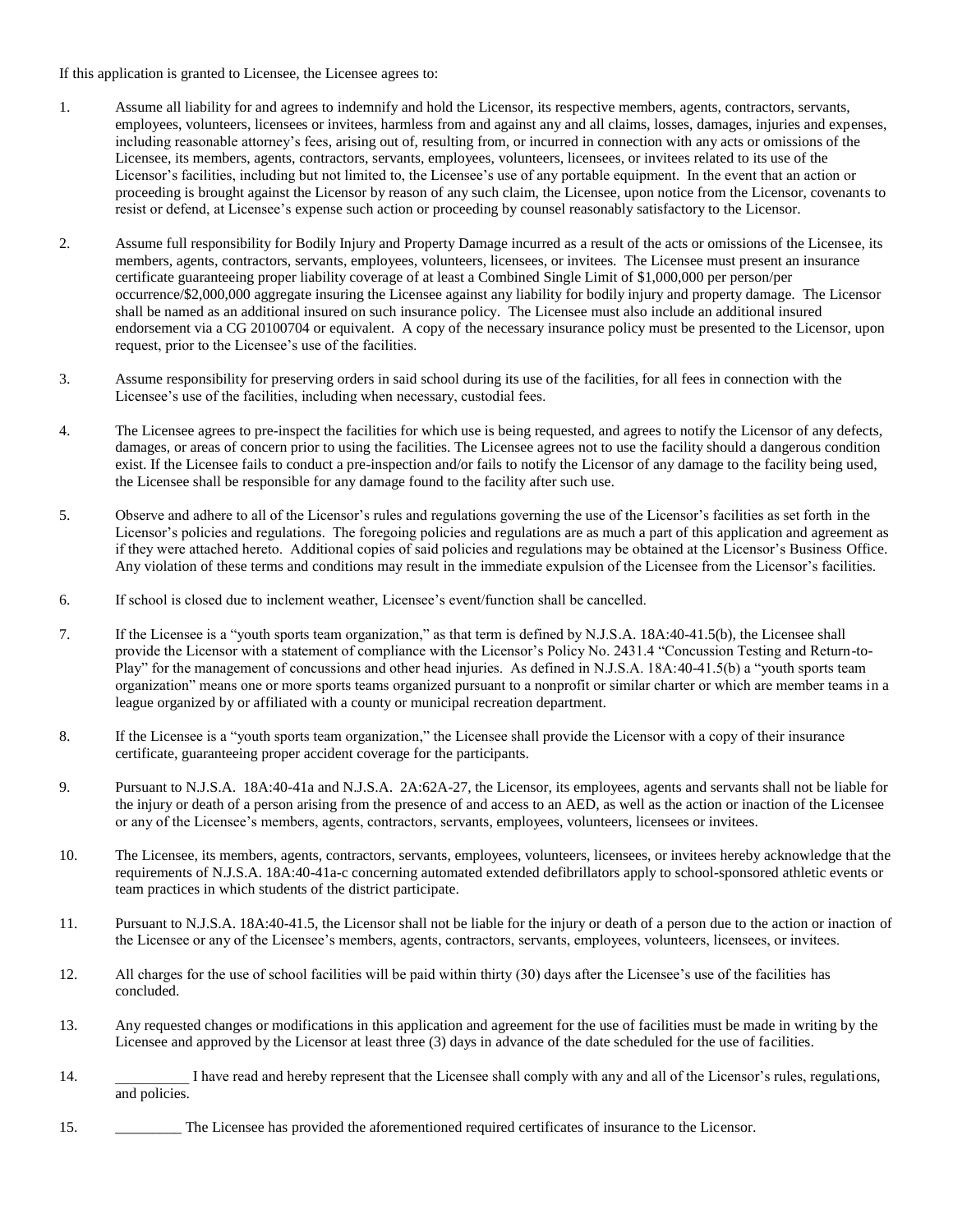If this application is granted to Licensee, the Licensee agrees to:

1. Assume all liability for and agrees to indemnify and hold the Licensor, its respective members, agents, contractors, servants, employees, volunteers, licensees or invitees, harmless from and against any and all claims, losses, damages, injuries and expenses, including reasonable attorney's fees, arising out of, resulting from, or incurred in connection with any acts or omissions of the Licensee, its members, agents, contractors, servants, employees, volunteers, licensees, or invitees related to its use of the Licensor's facilities, including but not limited to, the Licensee's use of any portable equipment. In the event that an action or proceeding is brought against the Licensor by reason of any such claim, the Licensee, upon notice from the Licensor, covenants to resist or defend, at Licensee's expense such action or proceeding by counsel reasonably satisfactory to the Licensor.

2. Assume full responsibility for Bodily Injury and Property Damage incurred as a result of the acts or omissions of the Licensee, its members, agents, contractors, servants, employees, volunteers, licensees, or invitees. The Licensee must present an insurance certificate guaranteeing proper liability coverage of at least a Combined Single Limit of $1,000,000 per person/per occurrence/$2,000,000 aggregate insuring the Licensee against any liability for bodily injury and property damage. The Licensor shall be named as an additional insured on such insurance policy. The Licensee must also include an additional insured endorsement via a CG 20100704 or equivalent. A copy of the necessary insurance policy must be presented to the Licensor, upon request, prior to the Licensee's use of the facilities.

3. Assume responsibility for preserving orders in said school during its use of the facilities, for all fees in connection with the Licensee's use of the facilities, including when necessary, custodial fees.

4. The Licensee agrees to pre-inspect the facilities for which use is being requested, and agrees to notify the Licensor of any defects, damages, or areas of concern prior to using the facilities. The Licensee agrees not to use the facility should a dangerous condition exist. If the Licensee fails to conduct a pre-inspection and/or fails to notify the Licensor of any damage to the facility being used, the Licensee shall be responsible for any damage found to the facility after such use.

5. Observe and adhere to all of the Licensor's rules and regulations governing the use of the Licensor's facilities as set forth in the Licensor's policies and regulations. The foregoing policies and regulations are as much a part of this application and agreement as if they were attached hereto. Additional copies of said policies and regulations may be obtained at the Licensor's Business Office. Any violation of these terms and conditions may result in the immediate expulsion of the Licensee from the Licensor's facilities.

6. If school is closed due to inclement weather, Licensee's event/function shall be cancelled.

7. If the Licensee is a "youth sports team organization," as that term is defined by N.J.S.A. 18A:40-41.5(b), the Licensee shall provide the Licensor with a statement of compliance with the Licensor's Policy No. 2431.4 "Concussion Testing and Return-to-Play" for the management of concussions and other head injuries. As defined in N.J.S.A. 18A:40-41.5(b) a "youth sports team organization" means one or more sports teams organized pursuant to a nonprofit or similar charter or which are member teams in a league organized by or affiliated with a county or municipal recreation department.

8. If the Licensee is a "youth sports team organization," the Licensee shall provide the Licensor with a copy of their insurance certificate, guaranteeing proper accident coverage for the participants.

9. Pursuant to N.J.S.A. 18A:40-41a and N.J.S.A. 2A:62A-27, the Licensor, its employees, agents and servants shall not be liable for the injury or death of a person arising from the presence of and access to an AED, as well as the action or inaction of the Licensee or any of the Licensee's members, agents, contractors, servants, employees, volunteers, licensees or invitees.

10. The Licensee, its members, agents, contractors, servants, employees, volunteers, licensees, or invitees hereby acknowledge that the requirements of N.J.S.A. 18A:40-41a-c concerning automated extended defibrillators apply to school-sponsored athletic events or team practices in which students of the district participate.

11. Pursuant to N.J.S.A. 18A:40-41.5, the Licensor shall not be liable for the injury or death of a person due to the action or inaction of the Licensee or any of the Licensee's members, agents, contractors, servants, employees, volunteers, licensees, or invitees.

12. All charges for the use of school facilities will be paid within thirty (30) days after the Licensee's use of the facilities has concluded.

13. Any requested changes or modifications in this application and agreement for the use of facilities must be made in writing by the Licensee and approved by the Licensor at least three (3) days in advance of the date scheduled for the use of facilities.

14. __________ I have read and hereby represent that the Licensee shall comply with any and all of the Licensor's rules, regulations, and policies.

15. _________ The Licensee has provided the aforementioned required certificates of insurance to the Licensor.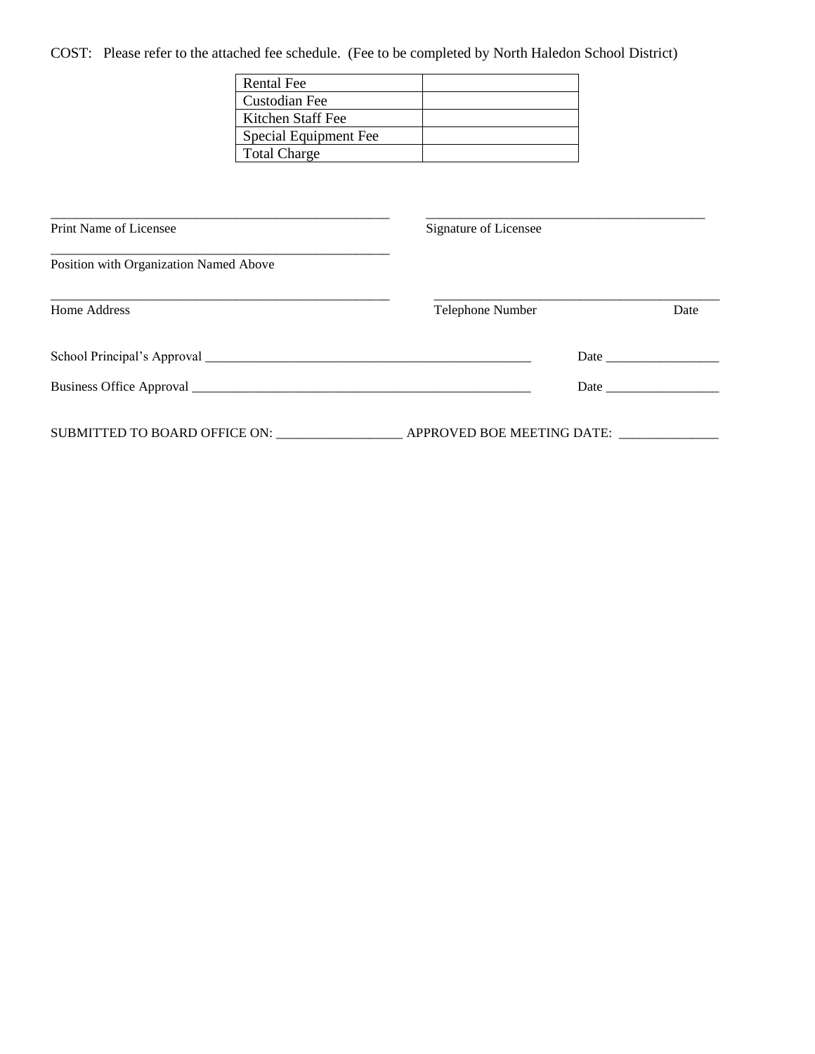COST: Please refer to the attached fee schedule. (Fee to be completed by North Haledon School District)

| Rental Fee | |
|---|---|
| Custodian Fee | |
| Kitchen Staff Fee | |
| Special Equipment Fee | |
| Total Charge | |

_____________________________________________________ _____________________________________________

Print Name of Licensee Signature of Licensee

_____________________________________________________

Position with Organization Named Above

_____________________________________________________ _____________________________________________

Home Address Telephone Number Date

School Principal's Approval _____________________________________________________ Date _________________

Business Office Approval _______________________________________________________ Date _________________

SUBMITTED TO BOARD OFFICE ON: ___________________ APPROVED BOE MEETING DATE: _______________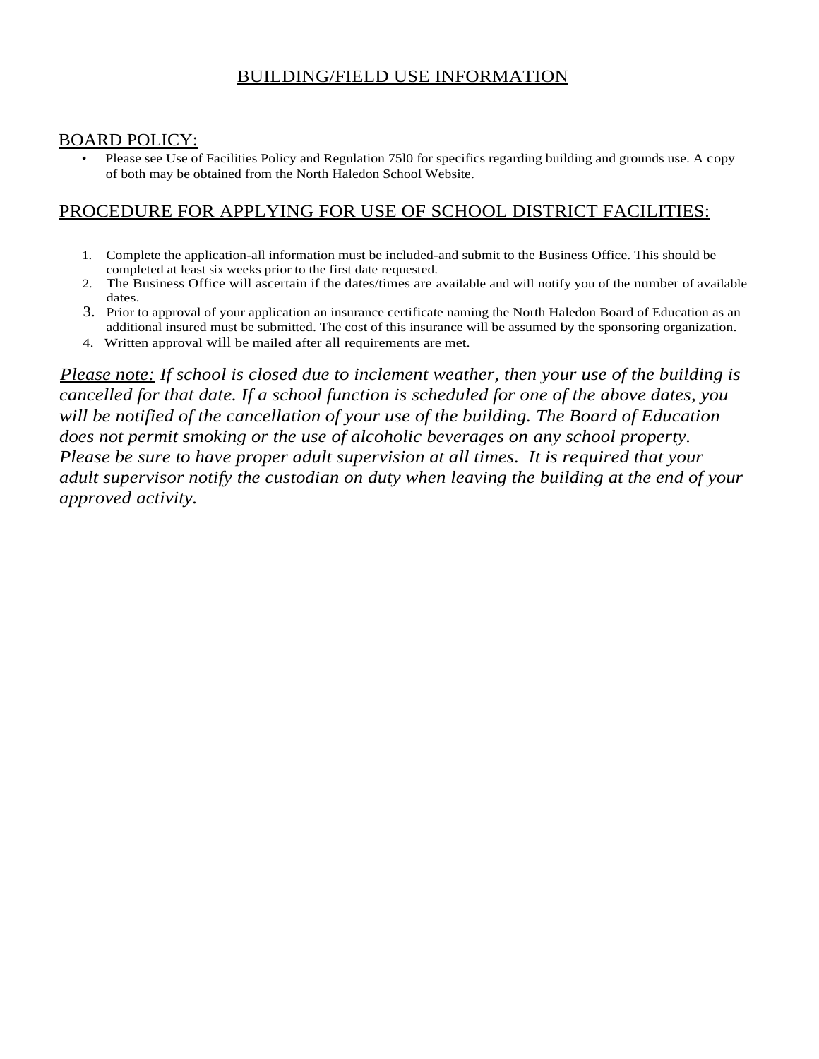# BUILDING/FIELD USE INFORMATION

## BOARD POLICY:

- Please see Use of Facilities Policy and Regulation 75l0 for specifics regarding building and grounds use. A copy of both may be obtained from the North Haledon School Website.

## PROCEDURE FOR APPLYING FOR USE OF SCHOOL DISTRICT FACILITIES:

1. Complete the application-all information must be included-and submit to the Business Office. This should be completed at least six weeks prior to the first date requested.
2. The Business Office will ascertain if the dates/times are available and will notify you of the number of available dates.
3. Prior to approval of your application an insurance certificate naming the North Haledon Board of Education as an additional insured must be submitted. The cost of this insurance will be assumed by the sponsoring organization.
4. Written approval will be mailed after all requirements are met.

*Please note: If school is closed due to inclement weather, then your use of the building is cancelled for that date. If a school function is scheduled for one of the above dates, you will be notified of the cancellation of your use of the building. The Board of Education does not permit smoking or the use of alcoholic beverages on any school property. Please be sure to have proper adult supervision at all times. It is required that your adult supervisor notify the custodian on duty when leaving the building at the end of your approved activity.*